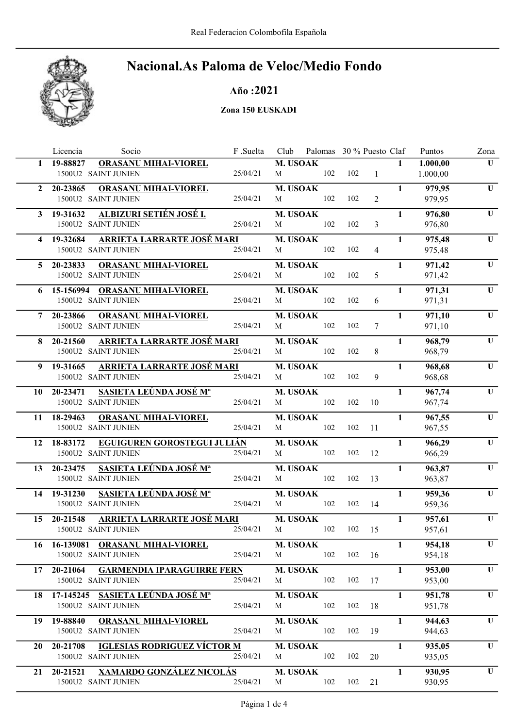# Nacional.As Paloma de Veloc/Medio Fondo

**Año :2021**

**Zona 150 EUSKADI**

| | Licencia | Socio | F .Suelta | Club | Palomas | 30 % | Puesto | Claf | Puntos | Zona |
|---|---|---|---|---|---|---|---|---|---|---|
| **1** | **19-88827** | **ORASANU MIHAI-VIOREL** | | **M. USOAK** | | | | **1** | **1.000,00** | **U** |
| | 1500U2 | SAINT JUNIEN | 25/04/21 | M | 102 | 102 | 1 | | 1.000,00 | |
| **2** | **20-23865** | **ORASANU MIHAI-VIOREL** | | **M. USOAK** | | | | **1** | **979,95** | **U** |
| | 1500U2 | SAINT JUNIEN | 25/04/21 | M | 102 | 102 | 2 | | 979,95 | |
| **3** | **19-31632** | **ALBIZURI SETIÉN JOSÉ I.** | | **M. USOAK** | | | | **1** | **976,80** | **U** |
| | 1500U2 | SAINT JUNIEN | 25/04/21 | M | 102 | 102 | 3 | | 976,80 | |
| **4** | **19-32684** | **ARRIETA LARRARTE JOSÉ MARI** | | **M. USOAK** | | | | **1** | **975,48** | **U** |
| | 1500U2 | SAINT JUNIEN | 25/04/21 | M | 102 | 102 | 4 | | 975,48 | |
| **5** | **20-23833** | **ORASANU MIHAI-VIOREL** | | **M. USOAK** | | | | **1** | **971,42** | **U** |
| | 1500U2 | SAINT JUNIEN | 25/04/21 | M | 102 | 102 | 5 | | 971,42 | |
| **6** | **15-156994** | **ORASANU MIHAI-VIOREL** | | **M. USOAK** | | | | **1** | **971,31** | **U** |
| | 1500U2 | SAINT JUNIEN | 25/04/21 | M | 102 | 102 | 6 | | 971,31 | |
| **7** | **20-23866** | **ORASANU MIHAI-VIOREL** | | **M. USOAK** | | | | **1** | **971,10** | **U** |
| | 1500U2 | SAINT JUNIEN | 25/04/21 | M | 102 | 102 | 7 | | 971,10 | |
| **8** | **20-21560** | **ARRIETA LARRARTE JOSÉ MARI** | | **M. USOAK** | | | | **1** | **968,79** | **U** |
| | 1500U2 | SAINT JUNIEN | 25/04/21 | M | 102 | 102 | 8 | | 968,79 | |
| **9** | **19-31665** | **ARRIETA LARRARTE JOSÉ MARI** | | **M. USOAK** | | | | **1** | **968,68** | **U** |
| | 1500U2 | SAINT JUNIEN | 25/04/21 | M | 102 | 102 | 9 | | 968,68 | |
| **10** | **20-23471** | **SASIETA LEÚNDA JOSÉ Mª** | | **M. USOAK** | | | | **1** | **967,74** | **U** |
| | 1500U2 | SAINT JUNIEN | 25/04/21 | M | 102 | 102 | 10 | | 967,74 | |
| **11** | **18-29463** | **ORASANU MIHAI-VIOREL** | | **M. USOAK** | | | | **1** | **967,55** | **U** |
| | 1500U2 | SAINT JUNIEN | 25/04/21 | M | 102 | 102 | 11 | | 967,55 | |
| **12** | **18-83172** | **EGUIGUREN GOROSTEGUI JULIÁN** | | **M. USOAK** | | | | **1** | **966,29** | **U** |
| | 1500U2 | SAINT JUNIEN | 25/04/21 | M | 102 | 102 | 12 | | 966,29 | |
| **13** | **20-23475** | **SASIETA LEÚNDA JOSÉ Mª** | | **M. USOAK** | | | | **1** | **963,87** | **U** |
| | 1500U2 | SAINT JUNIEN | 25/04/21 | M | 102 | 102 | 13 | | 963,87 | |
| **14** | **19-31230** | **SASIETA LEÚNDA JOSÉ Mª** | | **M. USOAK** | | | | **1** | **959,36** | **U** |
| | 1500U2 | SAINT JUNIEN | 25/04/21 | M | 102 | 102 | 14 | | 959,36 | |
| **15** | **20-21548** | **ARRIETA LARRARTE JOSÉ MARI** | | **M. USOAK** | | | | **1** | **957,61** | **U** |
| | 1500U2 | SAINT JUNIEN | 25/04/21 | M | 102 | 102 | 15 | | 957,61 | |
| **16** | **16-139081** | **ORASANU MIHAI-VIOREL** | | **M. USOAK** | | | | **1** | **954,18** | **U** |
| | 1500U2 | SAINT JUNIEN | 25/04/21 | M | 102 | 102 | 16 | | 954,18 | |
| **17** | **20-21064** | **GARMENDIA IPARAGUIRRE FERN** | | **M. USOAK** | | | | **1** | **953,00** | **U** |
| | 1500U2 | SAINT JUNIEN | 25/04/21 | M | 102 | 102 | 17 | | 953,00 | |
| **18** | **17-145245** | **SASIETA LEÚNDA JOSÉ Mª** | | **M. USOAK** | | | | **1** | **951,78** | **U** |
| | 1500U2 | SAINT JUNIEN | 25/04/21 | M | 102 | 102 | 18 | | 951,78 | |
| **19** | **19-88840** | **ORASANU MIHAI-VIOREL** | | **M. USOAK** | | | | **1** | **944,63** | **U** |
| | 1500U2 | SAINT JUNIEN | 25/04/21 | M | 102 | 102 | 19 | | 944,63 | |
| **20** | **20-21708** | **IGLESIAS RODRIGUEZ VÍCTOR M** | | **M. USOAK** | | | | **1** | **935,05** | **U** |
| | 1500U2 | SAINT JUNIEN | 25/04/21 | M | 102 | 102 | 20 | | 935,05 | |
| **21** | **20-21521** | **XAMARDO GONZÁLEZ NICOLÁS** | | **M. USOAK** | | | | **1** | **930,95** | **U** |
| | 1500U2 | SAINT JUNIEN | 25/04/21 | M | 102 | 102 | 21 | | 930,95 | |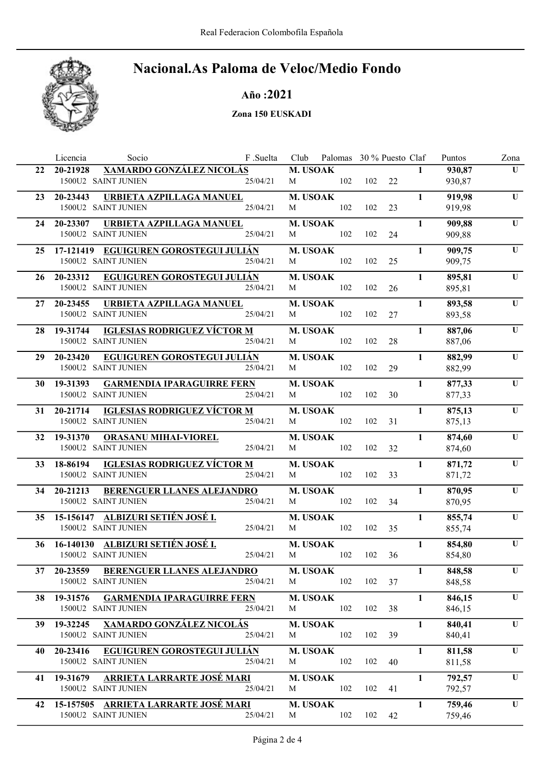# Nacional.As Paloma de Veloc/Medio Fondo

**Año :2021**

**Zona 150 EUSKADI**

| | Licencia | Socio | F .Suelta | Club | Palomas | 30 % | Puesto | Claf | Puntos | Zona |
|---|---|---|---|---|---|---|---|---|---|---|
| **22** | **20-21928** | **XAMARDO GONZÁLEZ NICOLÁS** | | **M. USOAK** | | | | **1** | **930,87** | **U** |
| | 1500U2 | SAINT JUNIEN | 25/04/21 | M | 102 | 102 | 22 | | 930,87 | |
| **23** | **20-23443** | **URBIETA AZPILLAGA MANUEL** | | **M. USOAK** | | | | **1** | **919,98** | **U** |
| | 1500U2 | SAINT JUNIEN | 25/04/21 | M | 102 | 102 | 23 | | 919,98 | |
| **24** | **20-23307** | **URBIETA AZPILLAGA MANUEL** | | **M. USOAK** | | | | **1** | **909,88** | **U** |
| | 1500U2 | SAINT JUNIEN | 25/04/21 | M | 102 | 102 | 24 | | 909,88 | |
| **25** | **17-121419** | **EGUIGUREN GOROSTEGUI JULIÁN** | | **M. USOAK** | | | | **1** | **909,75** | **U** |
| | 1500U2 | SAINT JUNIEN | 25/04/21 | M | 102 | 102 | 25 | | 909,75 | |
| **26** | **20-23312** | **EGUIGUREN GOROSTEGUI JULIÁN** | | **M. USOAK** | | | | **1** | **895,81** | **U** |
| | 1500U2 | SAINT JUNIEN | 25/04/21 | M | 102 | 102 | 26 | | 895,81 | |
| **27** | **20-23455** | **URBIETA AZPILLAGA MANUEL** | | **M. USOAK** | | | | **1** | **893,58** | **U** |
| | 1500U2 | SAINT JUNIEN | 25/04/21 | M | 102 | 102 | 27 | | 893,58 | |
| **28** | **19-31744** | **IGLESIAS RODRIGUEZ VÍCTOR M** | | **M. USOAK** | | | | **1** | **887,06** | **U** |
| | 1500U2 | SAINT JUNIEN | 25/04/21 | M | 102 | 102 | 28 | | 887,06 | |
| **29** | **20-23420** | **EGUIGUREN GOROSTEGUI JULIÁN** | | **M. USOAK** | | | | **1** | **882,99** | **U** |
| | 1500U2 | SAINT JUNIEN | 25/04/21 | M | 102 | 102 | 29 | | 882,99 | |
| **30** | **19-31393** | **GARMENDIA IPARAGUIRRE FERN** | | **M. USOAK** | | | | **1** | **877,33** | **U** |
| | 1500U2 | SAINT JUNIEN | 25/04/21 | M | 102 | 102 | 30 | | 877,33 | |
| **31** | **20-21714** | **IGLESIAS RODRIGUEZ VÍCTOR M** | | **M. USOAK** | | | | **1** | **875,13** | **U** |
| | 1500U2 | SAINT JUNIEN | 25/04/21 | M | 102 | 102 | 31 | | 875,13 | |
| **32** | **19-31370** | **ORASANU MIHAI-VIOREL** | | **M. USOAK** | | | | **1** | **874,60** | **U** |
| | 1500U2 | SAINT JUNIEN | 25/04/21 | M | 102 | 102 | 32 | | 874,60 | |
| **33** | **18-86194** | **IGLESIAS RODRIGUEZ VÍCTOR M** | | **M. USOAK** | | | | **1** | **871,72** | **U** |
| | 1500U2 | SAINT JUNIEN | 25/04/21 | M | 102 | 102 | 33 | | 871,72 | |
| **34** | **20-21213** | **BERENGUER LLANES ALEJANDRO** | | **M. USOAK** | | | | **1** | **870,95** | **U** |
| | 1500U2 | SAINT JUNIEN | 25/04/21 | M | 102 | 102 | 34 | | 870,95 | |
| **35** | **15-156147** | **ALBIZURI SETIÉN JOSÉ I.** | | **M. USOAK** | | | | **1** | **855,74** | **U** |
| | 1500U2 | SAINT JUNIEN | 25/04/21 | M | 102 | 102 | 35 | | 855,74 | |
| **36** | **16-140130** | **ALBIZURI SETIÉN JOSÉ I.** | | **M. USOAK** | | | | **1** | **854,80** | **U** |
| | 1500U2 | SAINT JUNIEN | 25/04/21 | M | 102 | 102 | 36 | | 854,80 | |
| **37** | **20-23559** | **BERENGUER LLANES ALEJANDRO** | | **M. USOAK** | | | | **1** | **848,58** | **U** |
| | 1500U2 | SAINT JUNIEN | 25/04/21 | M | 102 | 102 | 37 | | 848,58 | |
| **38** | **19-31576** | **GARMENDIA IPARAGUIRRE FERN** | | **M. USOAK** | | | | **1** | **846,15** | **U** |
| | 1500U2 | SAINT JUNIEN | 25/04/21 | M | 102 | 102 | 38 | | 846,15 | |
| **39** | **19-32245** | **XAMARDO GONZÁLEZ NICOLÁS** | | **M. USOAK** | | | | **1** | **840,41** | **U** |
| | 1500U2 | SAINT JUNIEN | 25/04/21 | M | 102 | 102 | 39 | | 840,41 | |
| **40** | **20-23416** | **EGUIGUREN GOROSTEGUI JULIÁN** | | **M. USOAK** | | | | **1** | **811,58** | **U** |
| | 1500U2 | SAINT JUNIEN | 25/04/21 | M | 102 | 102 | 40 | | 811,58 | |
| **41** | **19-31679** | **ARRIETA LARRARTE JOSÉ MARI** | | **M. USOAK** | | | | **1** | **792,57** | **U** |
| | 1500U2 | SAINT JUNIEN | 25/04/21 | M | 102 | 102 | 41 | | 792,57 | |
| **42** | **15-157505** | **ARRIETA LARRARTE JOSÉ MARI** | | **M. USOAK** | | | | **1** | **759,46** | **U** |
| | 1500U2 | SAINT JUNIEN | 25/04/21 | M | 102 | 102 | 42 | | 759,46 | |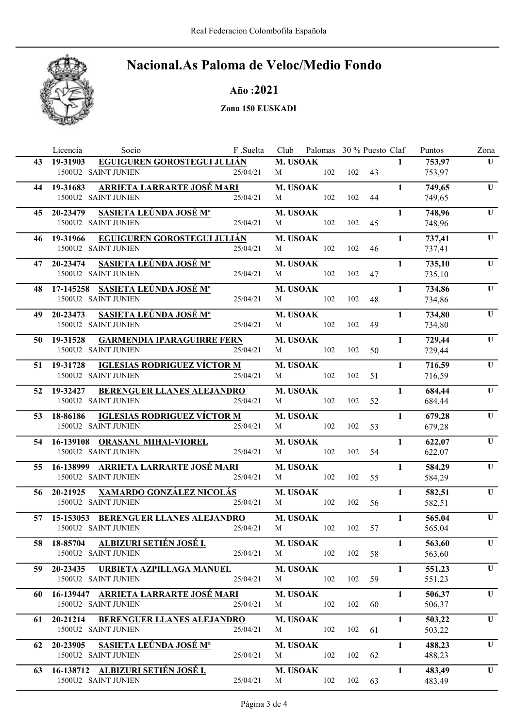# Nacional.As Paloma de Veloc/Medio Fondo

**Año :2021**

**Zona 150 EUSKADI**

| | Licencia | Socio | F .Suelta | Club | Palomas | 30 % | Puesto | Claf | Puntos | Zona |
|---|---|---|---|---|---|---|---|---|---|---|
| **43** | **19-31903** | **EGUIGUREN GOROSTEGUI JULIÁN** | | **M. USOAK** | | | | **1** | **753,97** | **U** |
| | 1500U2 SAINT JUNIEN | | 25/04/21 | M | 102 | 102 | 43 | | 753,97 | |
| **44** | **19-31683** | **ARRIETA LARRARTE JOSÉ MARI** | | **M. USOAK** | | | | **1** | **749,65** | **U** |
| | 1500U2 SAINT JUNIEN | | 25/04/21 | M | 102 | 102 | 44 | | 749,65 | |
| **45** | **20-23479** | **SASIETA LEÚNDA JOSÉ Mª** | | **M. USOAK** | | | | **1** | **748,96** | **U** |
| | 1500U2 SAINT JUNIEN | | 25/04/21 | M | 102 | 102 | 45 | | 748,96 | |
| **46** | **19-31966** | **EGUIGUREN GOROSTEGUI JULIÁN** | | **M. USOAK** | | | | **1** | **737,41** | **U** |
| | 1500U2 SAINT JUNIEN | | 25/04/21 | M | 102 | 102 | 46 | | 737,41 | |
| **47** | **20-23474** | **SASIETA LEÚNDA JOSÉ Mª** | | **M. USOAK** | | | | **1** | **735,10** | **U** |
| | 1500U2 SAINT JUNIEN | | 25/04/21 | M | 102 | 102 | 47 | | 735,10 | |
| **48** | **17-145258** | **SASIETA LEÚNDA JOSÉ Mª** | | **M. USOAK** | | | | **1** | **734,86** | **U** |
| | 1500U2 SAINT JUNIEN | | 25/04/21 | M | 102 | 102 | 48 | | 734,86 | |
| **49** | **20-23473** | **SASIETA LEÚNDA JOSÉ Mª** | | **M. USOAK** | | | | **1** | **734,80** | **U** |
| | 1500U2 SAINT JUNIEN | | 25/04/21 | M | 102 | 102 | 49 | | 734,80 | |
| **50** | **19-31528** | **GARMENDIA IPARAGUIRRE FERN** | | **M. USOAK** | | | | **1** | **729,44** | **U** |
| | 1500U2 SAINT JUNIEN | | 25/04/21 | M | 102 | 102 | 50 | | 729,44 | |
| **51** | **19-31728** | **IGLESIAS RODRIGUEZ VÍCTOR M** | | **M. USOAK** | | | | **1** | **716,59** | **U** |
| | 1500U2 SAINT JUNIEN | | 25/04/21 | M | 102 | 102 | 51 | | 716,59 | |
| **52** | **19-32427** | **BERENGUER LLANES ALEJANDRO** | | **M. USOAK** | | | | **1** | **684,44** | **U** |
| | 1500U2 SAINT JUNIEN | | 25/04/21 | M | 102 | 102 | 52 | | 684,44 | |
| **53** | **18-86186** | **IGLESIAS RODRIGUEZ VÍCTOR M** | | **M. USOAK** | | | | **1** | **679,28** | **U** |
| | 1500U2 SAINT JUNIEN | | 25/04/21 | M | 102 | 102 | 53 | | 679,28 | |
| **54** | **16-139108** | **ORASANU MIHAI-VIOREL** | | **M. USOAK** | | | | **1** | **622,07** | **U** |
| | 1500U2 SAINT JUNIEN | | 25/04/21 | M | 102 | 102 | 54 | | 622,07 | |
| **55** | **16-138999** | **ARRIETA LARRARTE JOSÉ MARI** | | **M. USOAK** | | | | **1** | **584,29** | **U** |
| | 1500U2 SAINT JUNIEN | | 25/04/21 | M | 102 | 102 | 55 | | 584,29 | |
| **56** | **20-21925** | **XAMARDO GONZÁLEZ NICOLÁS** | | **M. USOAK** | | | | **1** | **582,51** | **U** |
| | 1500U2 SAINT JUNIEN | | 25/04/21 | M | 102 | 102 | 56 | | 582,51 | |
| **57** | **15-153053** | **BERENGUER LLANES ALEJANDRO** | | **M. USOAK** | | | | **1** | **565,04** | **U** |
| | 1500U2 SAINT JUNIEN | | 25/04/21 | M | 102 | 102 | 57 | | 565,04 | |
| **58** | **18-85704** | **ALBIZURI SETIÉN JOSÉ I.** | | **M. USOAK** | | | | **1** | **563,60** | **U** |
| | 1500U2 SAINT JUNIEN | | 25/04/21 | M | 102 | 102 | 58 | | 563,60 | |
| **59** | **20-23435** | **URBIETA AZPILLAGA MANUEL** | | **M. USOAK** | | | | **1** | **551,23** | **U** |
| | 1500U2 SAINT JUNIEN | | 25/04/21 | M | 102 | 102 | 59 | | 551,23 | |
| **60** | **16-139447** | **ARRIETA LARRARTE JOSÉ MARI** | | **M. USOAK** | | | | **1** | **506,37** | **U** |
| | 1500U2 SAINT JUNIEN | | 25/04/21 | M | 102 | 102 | 60 | | 506,37 | |
| **61** | **20-21214** | **BERENGUER LLANES ALEJANDRO** | | **M. USOAK** | | | | **1** | **503,22** | **U** |
| | 1500U2 SAINT JUNIEN | | 25/04/21 | M | 102 | 102 | 61 | | 503,22 | |
| **62** | **20-23905** | **SASIETA LEÚNDA JOSÉ Mª** | | **M. USOAK** | | | | **1** | **488,23** | **U** |
| | 1500U2 SAINT JUNIEN | | 25/04/21 | M | 102 | 102 | 62 | | 488,23 | |
| **63** | **16-138712** | **ALBIZURI SETIÉN JOSÉ I.** | | **M. USOAK** | | | | **1** | **483,49** | **U** |
| | 1500U2 SAINT JUNIEN | | 25/04/21 | M | 102 | 102 | 63 | | 483,49 | |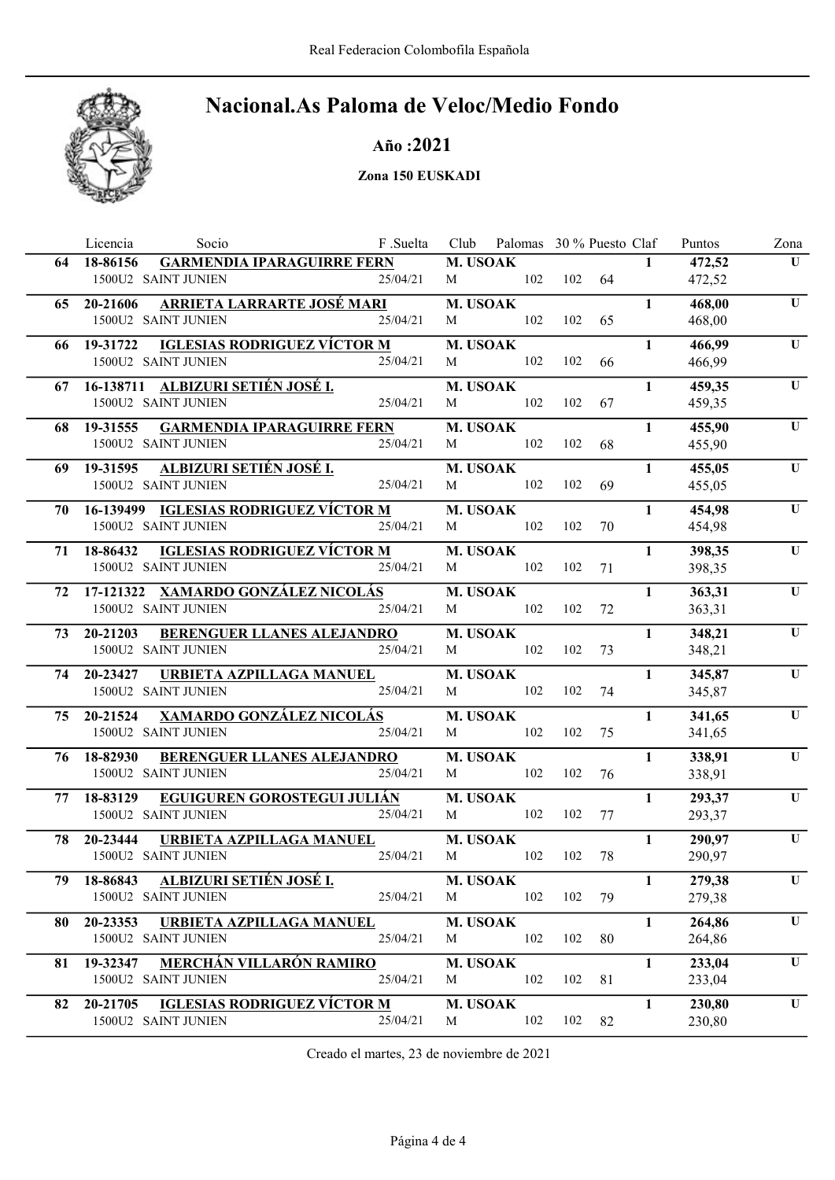# Nacional.As Paloma de Veloc/Medio Fondo

## Año :2021

### Zona 150 EUSKADI

| | Licencia | Socio | F .Suelta | Club | Palomas | 30 % | Puesto | Claf | Puntos | Zona |
|---|---|---|---|---|---|---|---|---|---|---|
| **64** | **18-86156** | **GARMENDIA IPARAGUIRRE FERN** | | **M. USOAK** | | | | **1** | **472,52** | **U** |
| | 1500U2 | SAINT JUNIEN | 25/04/21 | M | 102 | 102 | 64 | | 472,52 | |
| **65** | **20-21606** | **ARRIETA LARRARTE JOSÉ MARI** | | **M. USOAK** | | | | **1** | **468,00** | **U** |
| | 1500U2 | SAINT JUNIEN | 25/04/21 | M | 102 | 102 | 65 | | 468,00 | |
| **66** | **19-31722** | **IGLESIAS RODRIGUEZ VÍCTOR M** | | **M. USOAK** | | | | **1** | **466,99** | **U** |
| | 1500U2 | SAINT JUNIEN | 25/04/21 | M | 102 | 102 | 66 | | 466,99 | |
| **67** | **16-138711** | **ALBIZURI SETIÉN JOSÉ I.** | | **M. USOAK** | | | | **1** | **459,35** | **U** |
| | 1500U2 | SAINT JUNIEN | 25/04/21 | M | 102 | 102 | 67 | | 459,35 | |
| **68** | **19-31555** | **GARMENDIA IPARAGUIRRE FERN** | | **M. USOAK** | | | | **1** | **455,90** | **U** |
| | 1500U2 | SAINT JUNIEN | 25/04/21 | M | 102 | 102 | 68 | | 455,90 | |
| **69** | **19-31595** | **ALBIZURI SETIÉN JOSÉ I.** | | **M. USOAK** | | | | **1** | **455,05** | **U** |
| | 1500U2 | SAINT JUNIEN | 25/04/21 | M | 102 | 102 | 69 | | 455,05 | |
| **70** | **16-139499** | **IGLESIAS RODRIGUEZ VÍCTOR M** | | **M. USOAK** | | | | **1** | **454,98** | **U** |
| | 1500U2 | SAINT JUNIEN | 25/04/21 | M | 102 | 102 | 70 | | 454,98 | |
| **71** | **18-86432** | **IGLESIAS RODRIGUEZ VÍCTOR M** | | **M. USOAK** | | | | **1** | **398,35** | **U** |
| | 1500U2 | SAINT JUNIEN | 25/04/21 | M | 102 | 102 | 71 | | 398,35 | |
| **72** | **17-121322** | **XAMARDO GONZÁLEZ NICOLÁS** | | **M. USOAK** | | | | **1** | **363,31** | **U** |
| | 1500U2 | SAINT JUNIEN | 25/04/21 | M | 102 | 102 | 72 | | 363,31 | |
| **73** | **20-21203** | **BERENGUER LLANES ALEJANDRO** | | **M. USOAK** | | | | **1** | **348,21** | **U** |
| | 1500U2 | SAINT JUNIEN | 25/04/21 | M | 102 | 102 | 73 | | 348,21 | |
| **74** | **20-23427** | **URBIETA AZPILLAGA MANUEL** | | **M. USOAK** | | | | **1** | **345,87** | **U** |
| | 1500U2 | SAINT JUNIEN | 25/04/21 | M | 102 | 102 | 74 | | 345,87 | |
| **75** | **20-21524** | **XAMARDO GONZÁLEZ NICOLÁS** | | **M. USOAK** | | | | **1** | **341,65** | **U** |
| | 1500U2 | SAINT JUNIEN | 25/04/21 | M | 102 | 102 | 75 | | 341,65 | |
| **76** | **18-82930** | **BERENGUER LLANES ALEJANDRO** | | **M. USOAK** | | | | **1** | **338,91** | **U** |
| | 1500U2 | SAINT JUNIEN | 25/04/21 | M | 102 | 102 | 76 | | 338,91 | |
| **77** | **18-83129** | **EGUIGUREN GOROSTEGUI JULIÁN** | | **M. USOAK** | | | | **1** | **293,37** | **U** |
| | 1500U2 | SAINT JUNIEN | 25/04/21 | M | 102 | 102 | 77 | | 293,37 | |
| **78** | **20-23444** | **URBIETA AZPILLAGA MANUEL** | | **M. USOAK** | | | | **1** | **290,97** | **U** |
| | 1500U2 | SAINT JUNIEN | 25/04/21 | M | 102 | 102 | 78 | | 290,97 | |
| **79** | **18-86843** | **ALBIZURI SETIÉN JOSÉ I.** | | **M. USOAK** | | | | **1** | **279,38** | **U** |
| | 1500U2 | SAINT JUNIEN | 25/04/21 | M | 102 | 102 | 79 | | 279,38 | |
| **80** | **20-23353** | **URBIETA AZPILLAGA MANUEL** | | **M. USOAK** | | | | **1** | **264,86** | **U** |
| | 1500U2 | SAINT JUNIEN | 25/04/21 | M | 102 | 102 | 80 | | 264,86 | |
| **81** | **19-32347** | **MERCHÁN VILLARÓN RAMIRO** | | **M. USOAK** | | | | **1** | **233,04** | **U** |
| | 1500U2 | SAINT JUNIEN | 25/04/21 | M | 102 | 102 | 81 | | 233,04 | |
| **82** | **20-21705** | **IGLESIAS RODRIGUEZ VÍCTOR M** | | **M. USOAK** | | | | **1** | **230,80** | **U** |
| | 1500U2 | SAINT JUNIEN | 25/04/21 | M | 102 | 102 | 82 | | 230,80 | |

Creado el martes, 23 de noviembre de 2021